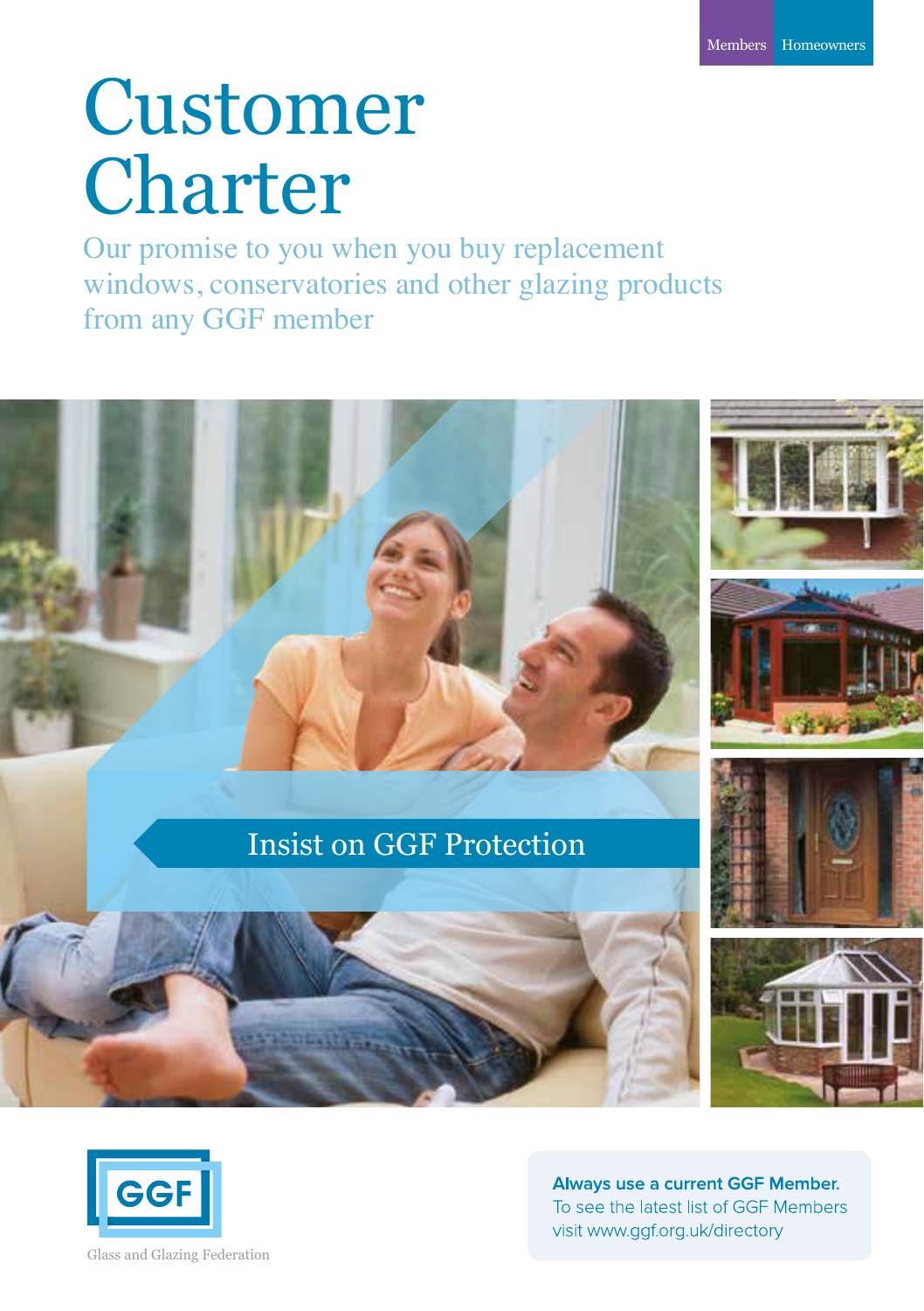Members Homeowners

# Customer Charter

Our promise to you when you buy replacement windows, conservatories and other glazing products from any GGF member

Insist on GGF Protection

GGF

Glass and Glazing Federation

**Always use a current GGF Member.**
To see the latest list of GGF Members visit www.ggf.org.uk/directory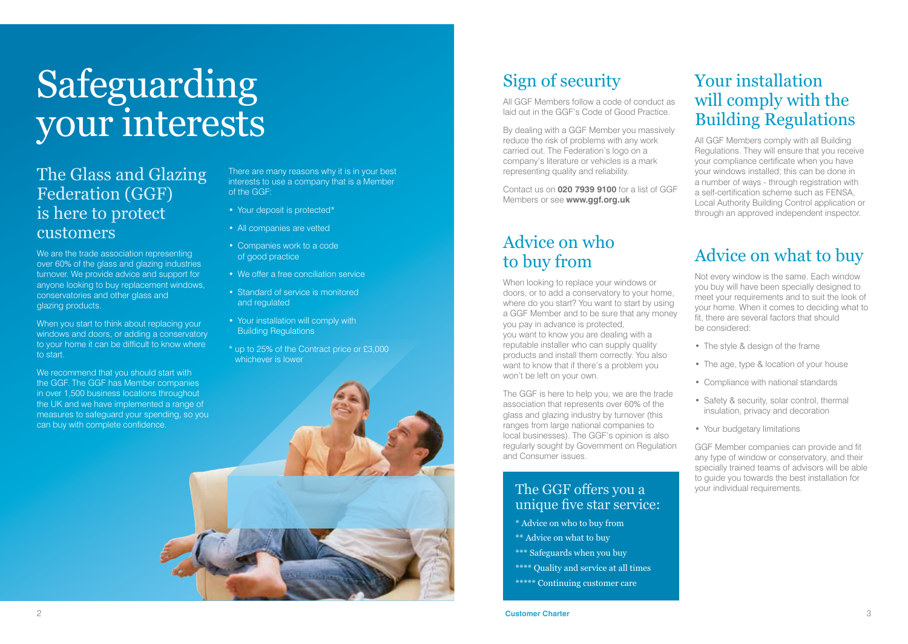# Safeguarding your interests

## The Glass and Glazing Federation (GGF) is here to protect customers

We are the trade association representing over 60% of the glass and glazing industries turnover. We provide advice and support for anyone looking to buy replacement windows, conservatories and other glass and glazing products.

When you start to think about replacing your windows and doors, or adding a conservatory to your home it can be difficult to know where to start.

We recommend that you should start with the GGF. The GGF has Member companies in over 1,500 business locations throughout the UK and we have implemented a range of measures to safeguard your spending, so you can buy with complete confidence.

There are many reasons why it is in your best interests to use a company that is a Member of the GGF:

- Your deposit is protected*
- All companies are vetted
- Companies work to a code of good practice
- We offer a free conciliation service
- Standard of service is monitored and regulated
- Your installation will comply with Building Regulations

* up to 25% of the Contract price or £3,000 whichever is lower

## Sign of security

All GGF Members follow a code of conduct as laid out in the GGF's Code of Good Practice.

By dealing with a GGF Member you massively reduce the risk of problems with any work carried out. The Federation's logo on a company's literature or vehicles is a mark representing quality and reliability.

Contact us on **020 7939 9100** for a list of GGF Members or see **www.ggf.org.uk**

## Advice on who to buy from

When looking to replace your windows or doors, or to add a conservatory to your home, where do you start? You want to start by using a GGF Member and to be sure that any money you pay in advance is protected, you want to know you are dealing with a reputable installer who can supply quality products and install them correctly. You also want to know that if there's a problem you won't be left on your own.

The GGF is here to help you, we are the trade association that represents over 60% of the glass and glazing industry by turnover (this ranges from large national companies to local businesses). The GGF's opinion is also regularly sought by Government on Regulation and Consumer issues.

### The GGF offers you a unique five star service:

* Advice on who to buy from
** Advice on what to buy
*** Safeguards when you buy
**** Quality and service at all times
***** Continuing customer care

## Your installation will comply with the Building Regulations

All GGF Members comply with all Building Regulations. They will ensure that you receive your compliance certificate when you have your windows installed; this can be done in a number of ways - through registration with a self-certification scheme such as FENSA, Local Authority Building Control application or through an approved independent inspector.

## Advice on what to buy

Not every window is the same. Each window you buy will have been specially designed to meet your requirements and to suit the look of your home. When it comes to deciding what to fit, there are several factors that should be considered:

- The style & design of the frame
- The age, type & location of your house
- Compliance with national standards
- Safety & security, solar control, thermal insulation, privacy and decoration
- Your budgetary limitations

GGF Member companies can provide and fit any type of window or conservatory, and their specially trained teams of advisors will be able to guide you towards the best installation for your individual requirements.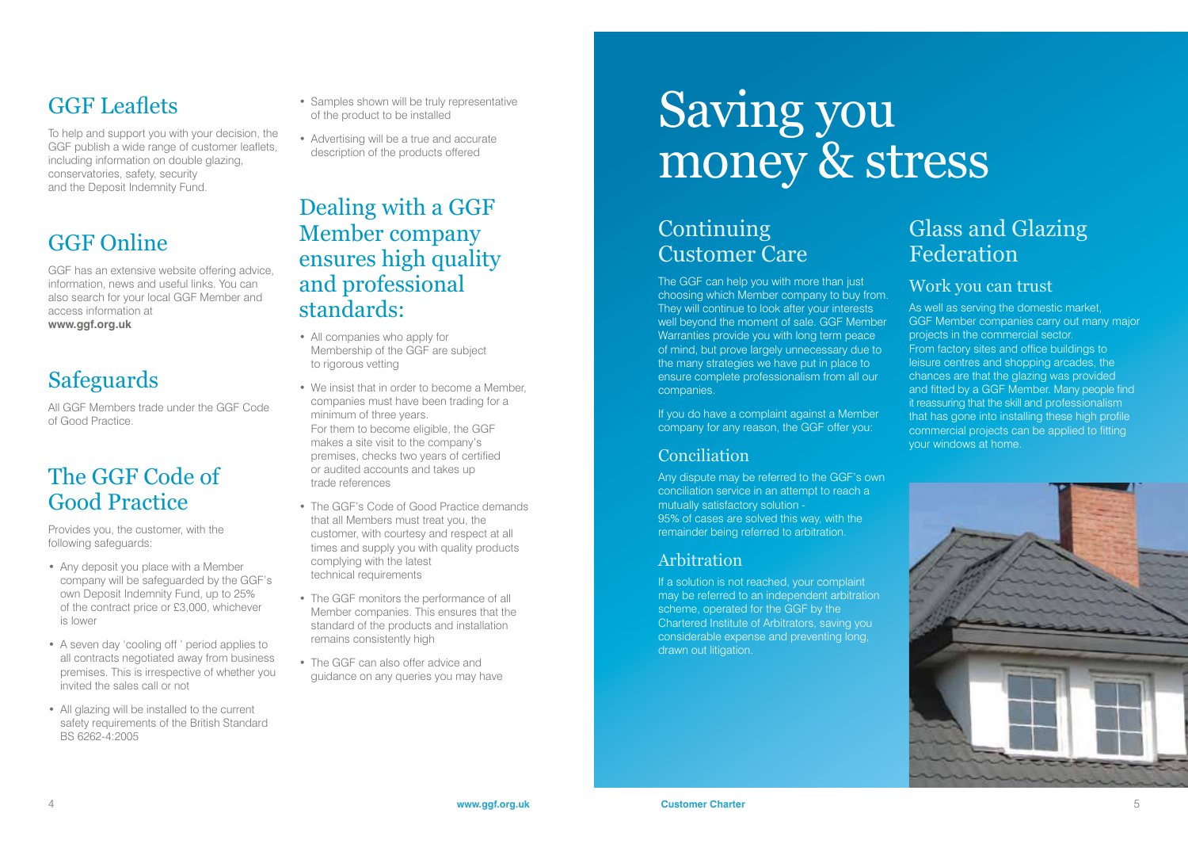## GGF Leaflets

To help and support you with your decision, the GGF publish a wide range of customer leaflets, including information on double glazing, conservatories, safety, security and the Deposit Indemnity Fund.

## GGF Online

GGF has an extensive website offering advice, information, news and useful links. You can also search for your local GGF Member and access information at **www.ggf.org.uk**

## Safeguards

All GGF Members trade under the GGF Code of Good Practice.

## The GGF Code of Good Practice

Provides you, the customer, with the following safeguards:

- Any deposit you place with a Member company will be safeguarded by the GGF's own Deposit Indemnity Fund, up to 25% of the contract price or £3,000, whichever is lower
- A seven day 'cooling off ' period applies to all contracts negotiated away from business premises. This is irrespective of whether you invited the sales call or not
- All glazing will be installed to the current safety requirements of the British Standard BS 6262-4:2005
- Samples shown will be truly representative of the product to be installed
- Advertising will be a true and accurate description of the products offered

## Dealing with a GGF Member company ensures high quality and professional standards:

- All companies who apply for Membership of the GGF are subject to rigorous vetting
- We insist that in order to become a Member, companies must have been trading for a minimum of three years. For them to become eligible, the GGF makes a site visit to the company's premises, checks two years of certified or audited accounts and takes up trade references
- The GGF's Code of Good Practice demands that all Members must treat you, the customer, with courtesy and respect at all times and supply you with quality products complying with the latest technical requirements
- The GGF monitors the performance of all Member companies. This ensures that the standard of the products and installation remains consistently high
- The GGF can also offer advice and guidance on any queries you may have

# Saving you money & stress

## Continuing Customer Care

The GGF can help you with more than just choosing which Member company to buy from. They will continue to look after your interests well beyond the moment of sale. GGF Member Warranties provide you with long term peace of mind, but prove largely unnecessary due to the many strategies we have put in place to ensure complete professionalism from all our companies.

If you do have a complaint against a Member company for any reason, the GGF offer you:

### Conciliation

Any dispute may be referred to the GGF's own conciliation service in an attempt to reach a mutually satisfactory solution - 95% of cases are solved this way, with the remainder being referred to arbitration.

### Arbitration

If a solution is not reached, your complaint may be referred to an independent arbitration scheme, operated for the GGF by the Chartered Institute of Arbitrators, saving you considerable expense and preventing long, drawn out litigation.

## Glass and Glazing Federation

### Work you can trust

As well as serving the domestic market, GGF Member companies carry out many major projects in the commercial sector. From factory sites and office buildings to leisure centres and shopping arcades, the chances are that the glazing was provided and fitted by a GGF Member. Many people find it reassuring that the skill and professionalism that has gone into installing these high profile commercial projects can be applied to fitting your windows at home.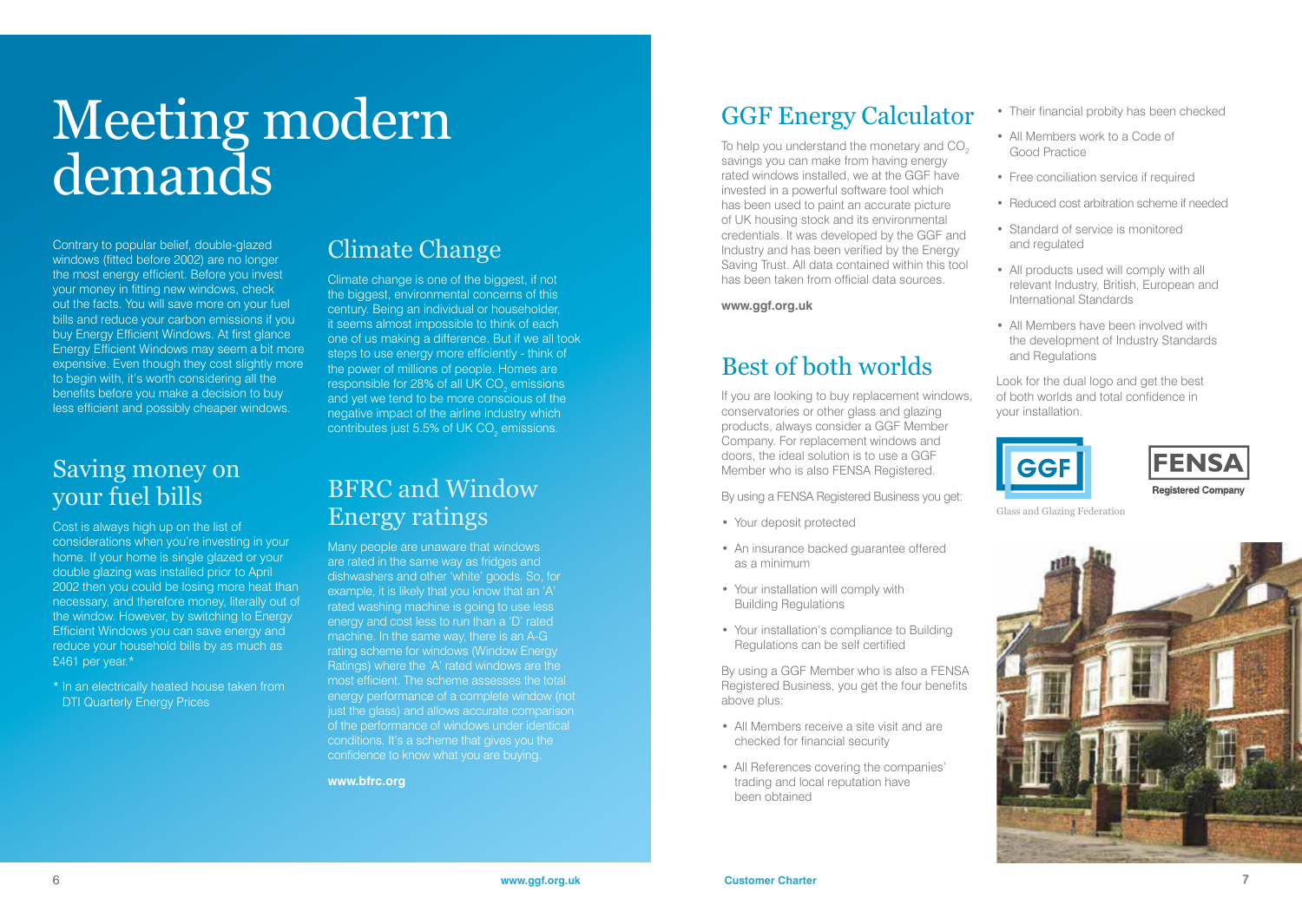# Meeting modern demands

Contrary to popular belief, double-glazed windows (fitted before 2002) are no longer the most energy efficient. Before you invest your money in fitting new windows, check out the facts. You will save more on your fuel bills and reduce your carbon emissions if you buy Energy Efficient Windows. At first glance Energy Efficient Windows may seem a bit more expensive. Even though they cost slightly more to begin with, it's worth considering all the benefits before you make a decision to buy less efficient and possibly cheaper windows.

## Saving money on your fuel bills

Cost is always high up on the list of considerations when you're investing in your home. If your home is single glazed or your double glazing was installed prior to April 2002 then you could be losing more heat than necessary, and therefore money, literally out of the window. However, by switching to Energy Efficient Windows you can save energy and reduce your household bills by as much as £461 per year.*

\* In an electrically heated house taken from DTI Quarterly Energy Prices

## Climate Change

Climate change is one of the biggest, if not the biggest, environmental concerns of this century. Being an individual or householder, it seems almost impossible to think of each one of us making a difference. But if we all took steps to use energy more efficiently - think of the power of millions of people. Homes are responsible for 28% of all UK $CO_2$ emissions and yet we tend to be more conscious of the negative impact of the airline industry which contributes just 5.5% of UK $CO_2$ emissions.

## BFRC and Window Energy ratings

Many people are unaware that windows are rated in the same way as fridges and dishwashers and other 'white' goods. So, for example, it is likely that you know that an 'A' rated washing machine is going to use less energy and cost less to run than a 'D' rated machine. In the same way, there is an A-G rating scheme for windows (Window Energy Ratings) where the 'A' rated windows are the most efficient. The scheme assesses the total energy performance of a complete window (not just the glass) and allows accurate comparison of the performance of windows under identical conditions. It's a scheme that gives you the confidence to know what you are buying.

**www.bfrc.org**

## GGF Energy Calculator

To help you understand the monetary and $CO_2$ savings you can make from having energy rated windows installed, we at the GGF have invested in a powerful software tool which has been used to paint an accurate picture of UK housing stock and its environmental credentials. It was developed by the GGF and Industry and has been verified by the Energy Saving Trust. All data contained within this tool has been taken from official data sources.

**www.ggf.org.uk**

## Best of both worlds

If you are looking to buy replacement windows, conservatories or other glass and glazing products, always consider a GGF Member Company. For replacement windows and doors, the ideal solution is to use a GGF Member who is also FENSA Registered.

By using a FENSA Registered Business you get:

- Your deposit protected
- An insurance backed guarantee offered as a minimum
- Your installation will comply with Building Regulations
- Your installation's compliance to Building Regulations can be self certified

By using a GGF Member who is also a FENSA Registered Business, you get the four benefits above plus:

- All Members receive a site visit and are checked for financial security
- All References covering the companies' trading and local reputation have been obtained
- Their financial probity has been checked
- All Members work to a Code of Good Practice
- Free conciliation service if required
- Reduced cost arbitration scheme if needed
- Standard of service is monitored and regulated
- All products used will comply with all relevant Industry, British, European and International Standards
- All Members have been involved with the development of Industry Standards and Regulations

Look for the dual logo and get the best of both worlds and total confidence in your installation.

GGF — Glass and Glazing Federation

FENSA Registered Company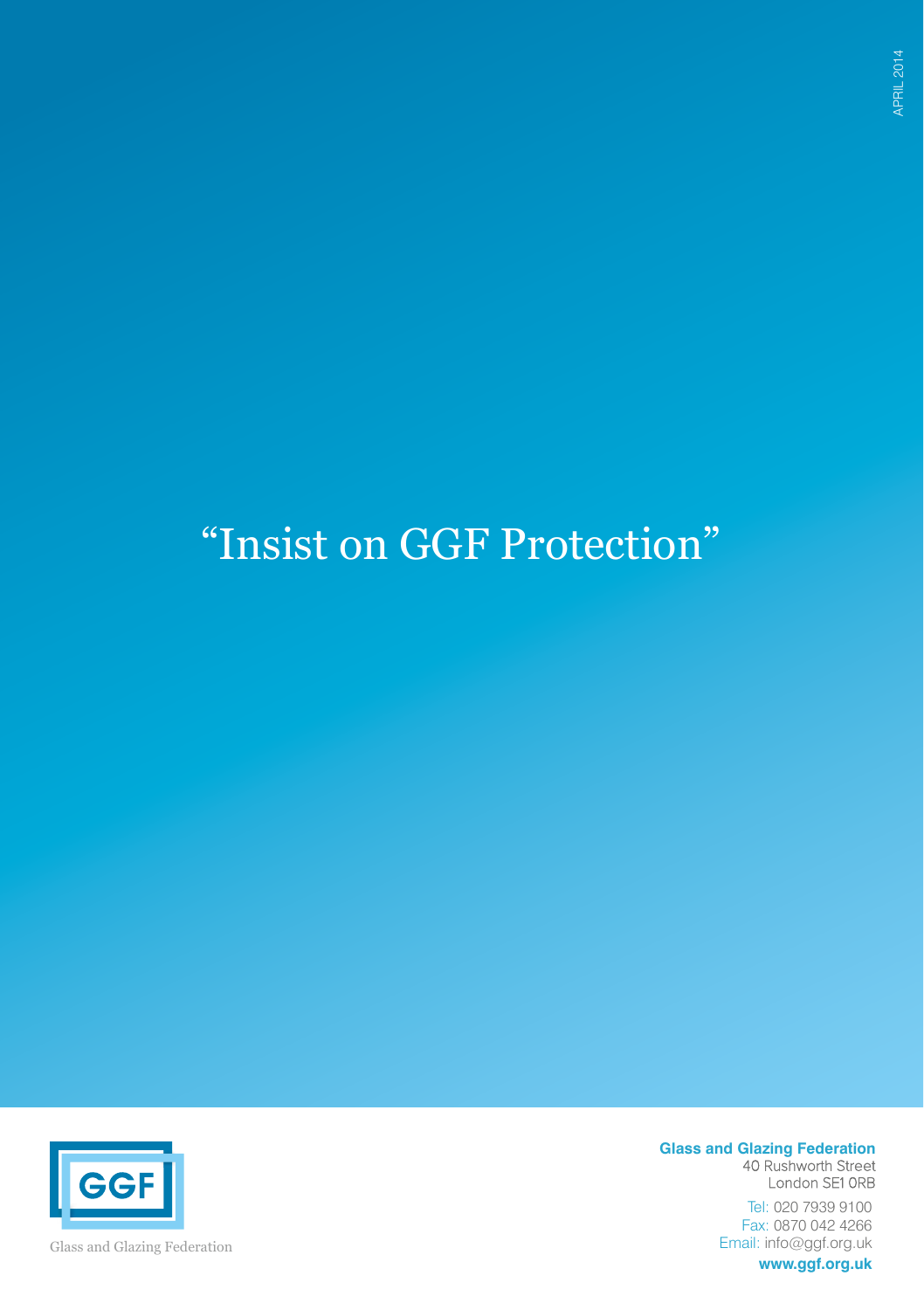APRIL 2014

“Insist on GGF Protection”

GGF

Glass and Glazing Federation

**Glass and Glazing Federation**
40 Rushworth Street
London SE1 0RB

Tel: 020 7939 9100
Fax: 0870 042 4266
Email: info@ggf.org.uk

**www.ggf.org.uk**